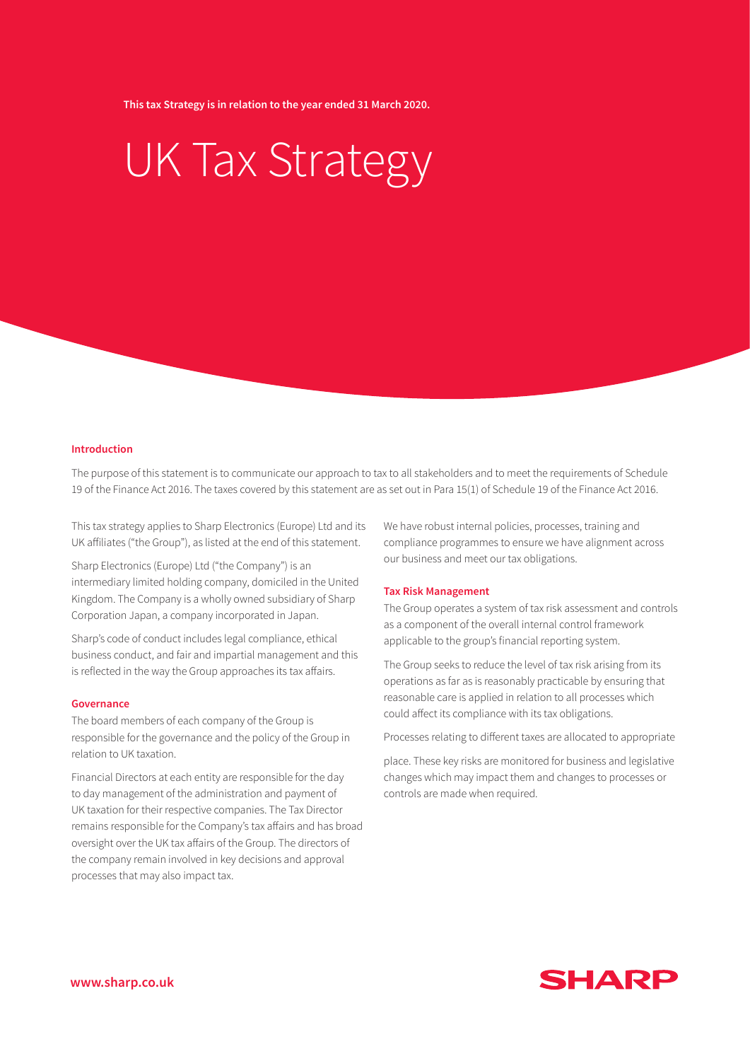This tax Strategy is in relation to the year ended 31 March 2020.

# UK Tax Strategy

## Introduction

The purpose of this statement is to communicate our approach to tax to all stakeholders and to meet the requirements of Schedule 19 of the Finance Act 2016. The taxes covered by this statement are as set out in Para 15(1) of Schedule 19 of the Finance Act 2016.

This tax strategy applies to Sharp Electronics (Europe) Ltd and its UK affiliates ("the Group"), as listed at the end of this statement.

Sharp Electronics (Europe) Ltd ("the Company") is an intermediary limited holding company, domiciled in the United Kingdom. The Company is a wholly owned subsidiary of Sharp Corporation Japan, a company incorporated in Japan.

Sharp's code of conduct includes legal compliance, ethical business conduct, and fair and impartial management and this is reflected in the way the Group approaches its tax affairs.

## Governance

The board members of each company of the Group is responsible for the governance and the policy of the Group in relation to UK taxation.

Financial Directors at each entity are responsible for the day to day management of the administration and payment of UK taxation for their respective companies. The Tax Director remains responsible for the Company's tax affairs and has broad oversight over the UK tax affairs of the Group. The directors of the company remain involved in key decisions and approval processes that may also impact tax.

We have robust internal policies, processes, training and compliance programmes to ensure we have alignment across our business and meet our tax obligations.

## Tax Risk Management

The Group operates a system of tax risk assessment and controls as a component of the overall internal control framework applicable to the group's financial reporting system.

The Group seeks to reduce the level of tax risk arising from its operations as far as is reasonably practicable by ensuring that reasonable care is applied in relation to all processes which could affect its compliance with its tax obligations.

Processes relating to different taxes are allocated to appropriate

place. These key risks are monitored for business and legislative changes which may impact them and changes to processes or controls are made when required.

www.sharp.co.uk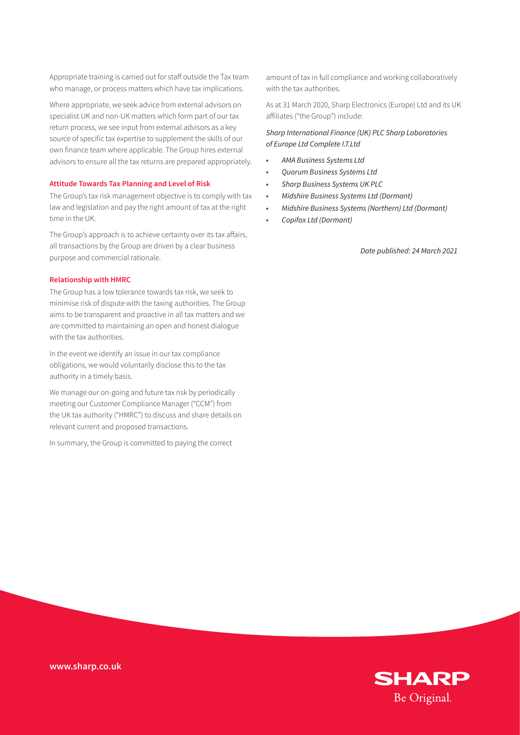Appropriate training is carried out for staff outside the Tax team who manage, or process matters which have tax implications.

Where appropriate, we seek advice from external advisors on specialist UK and non-UK matters which form part of our tax return process, we see input from external advisors as a key source of specific tax expertise to supplement the skills of our own finance team where applicable. The Group hires external advisors to ensure all the tax returns are prepared appropriately.

#### Attitude Towards Tax Planning and Level of Risk

The Group's tax risk management objective is to comply with tax law and legislation and pay the right amount of tax at the right time in the UK.

The Group's approach is to achieve certainty over its tax affairs, all transactions by the Group are driven by a clear business purpose and commercial rationale.

#### Relationship with HMRC

The Group has a low tolerance towards tax risk, we seek to minimise risk of dispute with the taxing authorities. The Group aims to be transparent and proactive in all tax matters and we are committed to maintaining an open and honest dialogue with the tax authorities.

In the event we identify an issue in our tax compliance obligations, we would voluntarily disclose this to the tax authority in a timely basis.

We manage our on-going and future tax risk by periodically meeting our Customer Compliance Manager ("CCM") from the UK tax authority ("HMRC") to discuss and share details on relevant current and proposed transactions.

In summary, the Group is committed to paying the correct amount of tax in full compliance and working collaboratively with the tax authorities.

As at 31 March 2020, Sharp Electronics (Europe) Ltd and its UK affiliates ("the Group") include:

*Sharp International Finance (UK) PLC Sharp Laboratories of Europe Ltd Complete I.T.Ltd*

- *AMA Business Systems Ltd*
- *Quorum Business Systems Ltd*
- *Sharp Business Systems UK PLC*
- *Midshire Business Systems Ltd (Dormant)*
- *Midshire Business Systems (Northern) Ltd (Dormant)*
- *Copifax Ltd (Dormant)*

*Date published: 24 March 2021*

**www.sharp.co.uk**

SHARP
Be Original.